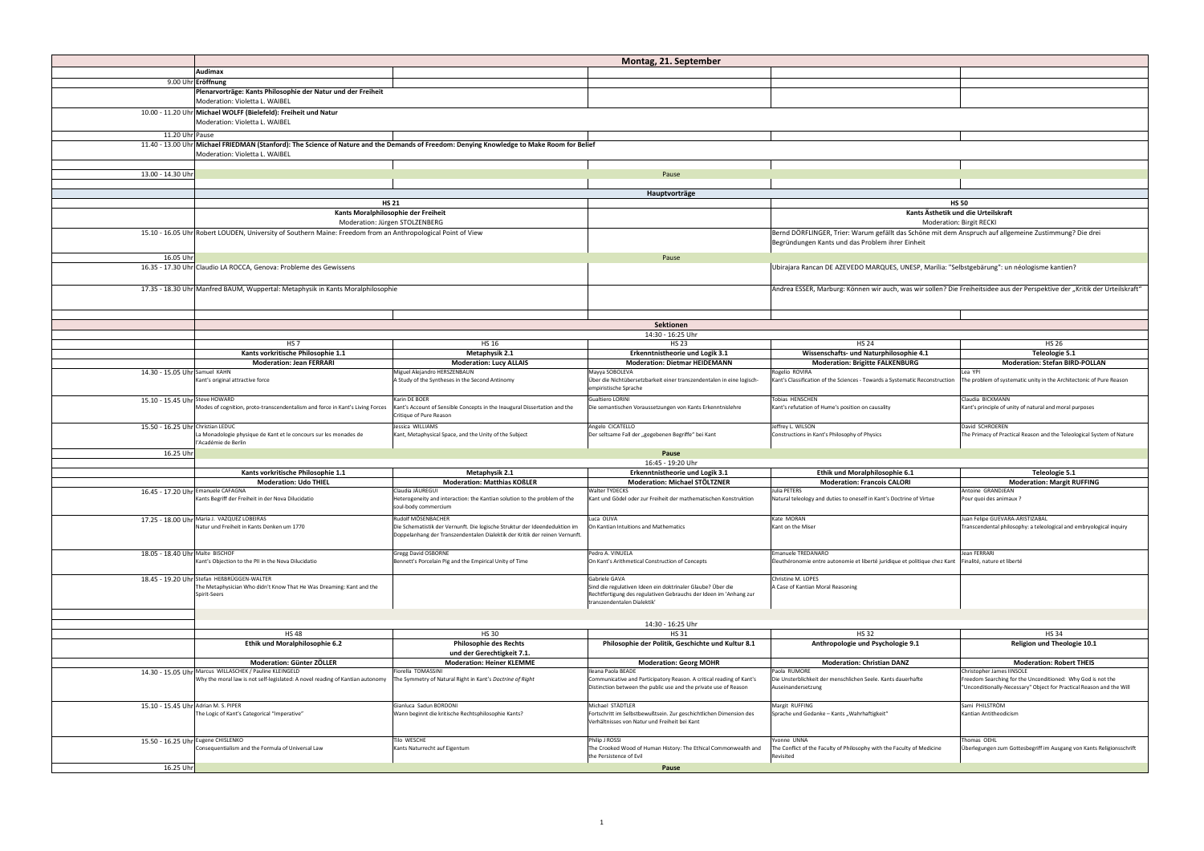# Montag, 21. September

## Audimax

| | |
|---|---|
| 9.00 Uhr | **Eröffnung** |
| | **Plenarvorträge: Kants Philosophie der Natur und der Freiheit** |
| | Moderation: Violetta L. WAIBEL |
| 10.00 - 11.20 Uhr | **Michael WOLFF (Bielefeld): Freiheit und Natur** |
| | Moderation: Violetta L. WAIBEL |
| 11.20 Uhr | Pause |
| 11.40 - 13.00 Uhr | **Michael FRIEDMAN (Stanford): The Science of Nature and the Demands of Freedom: Denying Knowledge to Make Room for Belief** |
| | Moderation: Violetta L. WAIBEL |
| 13.00 - 14.30 Uhr | Pause |

## Hauptvorträge

| | HS 21 | HS 50 |
|---|---|---|
| | **Kants Moralphilosophie der Freiheit** | **Kants Ästhetik und die Urteilskraft** |
| | Moderation: Jürgen STOLZENBERG | Moderation: Birgit RECKI |
| 15.10 - 16.05 Uhr | Robert LOUDEN, University of Southern Maine: Freedom from an Anthropological Point of View | Bernd DÖRFLINGER, Trier: Warum gefällt das Schöne mit dem Anspruch auf allgemeine Zustimmung? Die drei Begründungen Kants und das Problem ihrer Einheit |
| 16.05 Uhr | Pause | |
| 16.35 - 17.30 Uhr | Claudio LA ROCCA, Genova: Probleme des Gewissens | Ubirajara Rancan DE AZEVEDO MARQUES, UNESP, Marília: "Selbstgebärung": un néologisme kantien? |
| 17.35 - 18.30 Uhr | Manfred BAUM, Wuppertal: Metaphysik in Kants Moralphilosophie | Andrea ESSER, Marburg: Können wir auch, was wir sollen? Die Freiheitsidee aus der Perspektive der „Kritik der Urteilskraft" |

## Sektionen

14:30 - 16:25 Uhr

| | HS 7 | HS 16 | HS 23 | HS 24 | HS 26 |
|---|---|---|---|---|---|
| | **Kants vorkritische Philosophie 1.1** | **Metaphysik 2.1** | **Erkenntnistheorie und Logik 3.1** | **Wissenschafts- und Naturphilosophie 4.1** | **Teleologie 5.1** |
| | **Moderation: Jean FERRARI** | **Moderation: Lucy ALLAIS** | **Moderation: Dietmar HEIDEMANN** | **Moderation: Brigitte FALKENBURG** | **Moderation: Stefan BIRD-POLLAN** |
| 14.30 - 15.05 Uhr | Samuel KAHN<br>Kant's original attractive force | Miguel Alejandro HERSZENBAUN<br>A Study of the Syntheses in the Second Antinomy | Mayya SOBOLEVA<br>Über die Nichtübersetzbarkeit einer transzendentalen in eine logisch-empiristische Sprache | Rogelio ROVIRA<br>Kant's Classification of the Sciences - Towards a Systematic Reconstruction | Lea YPI<br>The problem of systematic unity in the Architectonic of Pure Reason |
| 15.10 - 15.45 Uhr | Steve HOWARD<br>Modes of cognition, proto-transcendentalism and force in Kant's Living Forces | Karin DE BOER<br>Kant's Account of Sensible Concepts in the Inaugural Dissertation and the Critique of Pure Reason | Gualtiero LORINI<br>Die semantischen Voraussetzungen von Kants Erkenntnislehre | Tobias HENSCHEN<br>Kant's refutation of Hume's position on causality | Claudia BICKMANN<br>Kant's principle of unity of natural and moral purposes |
| 15.50 - 16.25 Uhr | Christian LEDUC<br>La Monadologie physique de Kant et le concours sur les monades de l'Académie de Berlin | Jessica WILLIAMS<br>Kant, Metaphysical Space, and the Unity of the Subject | Angelo CICATELLO<br>Der seltsame Fall der „gegebenen Begriffe" bei Kant | Jeffrey L. WILSON<br>Constructions in Kant's Philosophy of Physics | David SCHROEREN<br>The Primacy of Practical Reason and the Teleological System of Nature |
| 16.25 Uhr | Pause | | | | |

16:45 - 19:20 Uhr

| | HS 7 | HS 16 | HS 23 | HS 24 | HS 26 |
|---|---|---|---|---|---|
| | **Kants vorkritische Philosophie 1.1** | **Metaphysik 2.1** | **Erkenntnistheorie und Logik 3.1** | **Ethik und Moralphilosophie 6.1** | **Teleologie 5.1** |
| | **Moderation: Udo THIEL** | **Moderation: Matthias KOẞLER** | **Moderation: Michael STÖLTZNER** | **Moderation: Francois CALORI** | **Moderation: Margit RUFFING** |
| 16.45 - 17.20 Uhr | Emanuele CAFAGNA<br>Kants Begriff der Freiheit in der Nova Dilucidatio | Claudia JÁUREGUI<br>Heterogeneity and interaction: the Kantian solution to the problem of the soul-body commercium | Walter TYDECKS<br>Kant und Gödel oder zur Freiheit der mathematischen Konstruktion | Julia PETERS<br>Natural teleology and duties to oneself in Kant's Doctrine of Virtue | Antoine GRANDJEAN<br>Pour quoi des animaux ? |
| 17.25 - 18.00 Uhr | Maria J. VAZQUEZ LOBEIRAS<br>Natur und Freiheit in Kants Denken um 1770 | Rudolf MÖSENBACHER<br>Die Schematistik der Vernunft. Die logische Struktur der Ideendeduktion im Doppelanhang der Transzendentalen Dialektik der Kritik der reinen Vernunft. | Luca OLIVA<br>On Kantian Intuitions and Mathematics | Kate MORAN<br>Kant on the Miser | Juan Felipe GUEVARA-ARISTIZABAL<br>Transcendental philosophy: a teleological and embryological inquiry |
| 18.05 - 18.40 Uhr | Malte BISCHOF<br>Kant's Objection to the PII in the Nova Dilucidatio | Gregg David OSBORNE<br>Bennett's Porcelain Pig and the Empirical Unity of Time | Pedro A. VINUELA<br>On Kant's Arithmetical Construction of Concepts | Emanuele TREDANARO<br>Éleuthéronomie entre autonomie et liberté juridique et politique chez Kant | Jean FERRARI<br>Finalité, nature et liberté |
| 18.45 - 19.20 Uhr | Stefan HEẞBRÜGGEN-WALTER<br>The Metaphysician Who didn't Know That He Was Dreaming: Kant and the Spirit-Seers | | Gabriele GAVA<br>Sind die regulativen Ideen ein doktrinaler Glaube? Über die Rechtfertigung des regulativen Gebrauchs der Ideen im 'Anhang zur transzendentalen Dialektik' | Christine M. LOPES<br>A Case of Kantian Moral Reasoning | |

14:30 - 16:25 Uhr

| | HS 48 | HS 30 | HS 31 | HS 32 | HS 34 |
|---|---|---|---|---|---|
| | **Ethik und Moralphilosophie 6.2** | **Philosophie des Rechts und der Gerechtigkeit 7.1.** | **Philosophie der Politik, Geschichte und Kultur 8.1** | **Anthropologie und Psychologie 9.1** | **Religion und Theologie 10.1** |
| | **Moderation: Günter ZÖLLER** | **Moderation: Heiner KLEMME** | **Moderation: Georg MOHR** | **Moderation: Christian DANZ** | **Moderation: Robert THEIS** |
| 14.30 - 15.05 Uhr | Marcus WILLASCHEK / Pauline KLEINGELD<br>Why the moral law is not self-legislated: A novel reading of Kantian autonomy | Fiorella TOMASSINI<br>The Symmetry of Natural Right in Kant's *Doctrine of Right* | Ileana Paola BEADE<br>Communicative and Participatory Reason. A critical reading of Kant's Distinction between the public use and the private use of Reason | Paola RUMORE<br>Die Unsterblichkeit der menschlichen Seele. Kants dauerhafte Auseinandersetzung | Christopher James INSOLE<br>Freedom Searching for the Unconditioned: Why God is not the "Unconditionally-Necessary" Object for Practical Reason and the Will |
| 15.10 - 15.45 Uhr | Adrian M. S. PIPER<br>The Logic of Kant's Categorical "Imperative" | Gianluca Sadun BORDONI<br>Wann beginnt die kritische Rechtsphilosophie Kants? | Michael STÄDTLER<br>Fortschritt im Selbstbewußtsein. Zur geschichtlichen Dimension des Verhältnisses von Natur und Freiheit bei Kant | Margit RUFFING<br>Sprache und Gedanke – Kants „Wahrhaftigkeit" | Sami PIHLSTRÖM<br>Kantian Antitheodicism |
| 15.50 - 16.25 Uhr | Eugene CHISLENKO<br>Consequentialism and the Formula of Universal Law | Tilo WESCHE<br>Kants Naturrecht auf Eigentum | Philip J ROSSI<br>The Crooked Wood of Human History: The Ethical Commonwealth and the Persistence of Evil | Yvonne UNNA<br>The Conflict of the Faculty of Philosophy with the Faculty of Medicine Revisited | Thomas OEHL<br>Überlegungen zum Gottesbegriff im Ausgang von Kants Religionsschrift |
| 16.25 Uhr | Pause | | | | |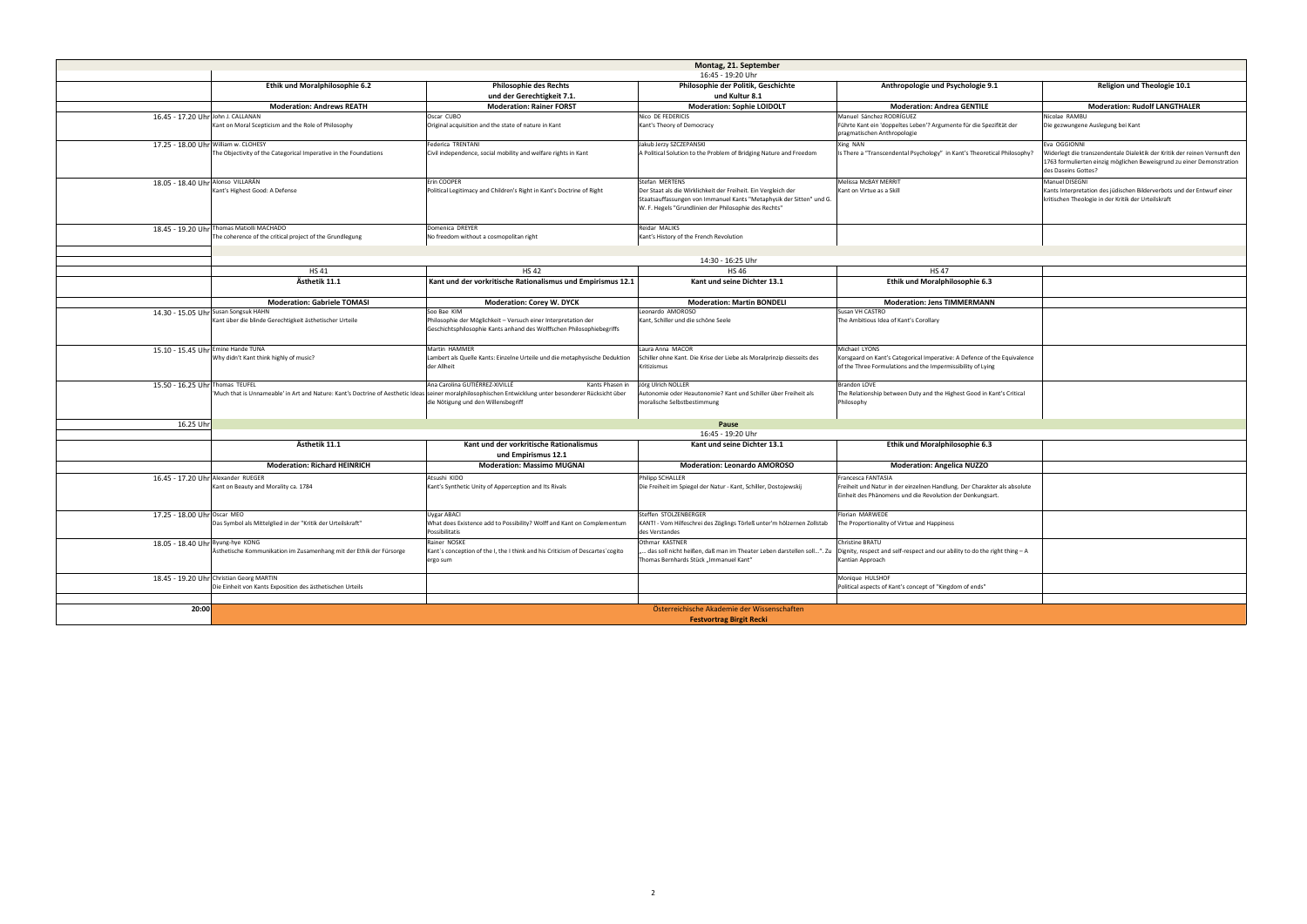## Montag, 21. September

### 16:45 - 19:20 Uhr

| | Ethik und Moralphilosophie 6.2 | Philosophie des Rechts und der Gerechtigkeit 7.1. | Philosophie der Politik, Geschichte und Kultur 8.1 | Anthropologie und Psychologie 9.1 | Religion und Theologie 10.1 |
|---|---|---|---|---|---|
| | **Moderation: Andrews REATH** | **Moderation: Rainer FORST** | **Moderation: Sophie LOIDOLT** | **Moderation: Andrea GENTILE** | **Moderation: Rudolf LANGTHALER** |
| 16.45 - 17.20 Uhr | John J. CALLANAN<br>Kant on Moral Scepticism and the Role of Philosophy | Oscar CUBO<br>Original acquisition and the state of nature in Kant | Nico DE FEDERICIS<br>Kant's Theory of Democracy | Manuel Sánchez RODRÍGUEZ<br>Führte Kant ein 'doppeltes Leben'? Argumente für die Spezifität der pragmatischen Anthropologie | Nicolae RAMBU<br>Die gezwungene Auslegung bei Kant |
| 17.25 - 18.00 Uhr | William w. CLOHESY<br>The Objectivity of the Categorical Imperative in the Foundations | Federica TRENTANI<br>Civil independence, social mobility and welfare rights in Kant | Jakub Jerzy SZCZEPANSKI<br>A Political Solution to the Problem of Bridging Nature and Freedom | Xing NAN<br>Is There a "Transcendental Psychology" in Kant's Theoretical Philosophy? | Eva OGGIONNI<br>Widerlegt die transzendentale Dialektik der Kritik der reinen Vernunft den 1763 formulierten einzig möglichen Beweisgrund zu einer Demonstration des Daseins Gottes? |
| 18.05 - 18.40 Uhr | Alonso VILLARÁN<br>Kant's Highest Good: A Defense | Erin COOPER<br>Political Legitimacy and Children's Right in Kant's Doctrine of Right | Stefan MERTENS<br>Der Staat als die Wirklichkeit der Freiheit. Ein Vergleich der Staatsauffassungen von Immanuel Kants "Metaphysik der Sitten" und G. W. F. Hegels "Grundlinien der Philosophie des Rechts" | Melissa McBAY MERRIT<br>Kant on Virtue as a Skill | Manuel DISEGNI<br>Kants Interpretation des jüdischen Bilderverbots und der Entwurf einer kritischen Theologie in der Kritik der Urteilskraft |
| 18.45 - 19.20 Uhr | Thomas Matiolli MACHADO<br>The coherence of the critical project of the Grundlegung | Domenica DREYER<br>No freedom without a cosmopolitan right | Reidar MALIKS<br>Kant's History of the French Revolution | | |

### 14:30 - 16:25 Uhr

| | HS 41 | HS 42 | HS 46 | HS 47 |
|---|---|---|---|---|
| | **Ästhetik 11.1** | **Kant und der vorkritische Rationalismus und Empirismus 12.1** | **Kant und seine Dichter 13.1** | **Ethik und Moralphilosophie 6.3** |
| | **Moderation: Gabriele TOMASI** | **Moderation: Corey W. DYCK** | **Moderation: Martin BONDELI** | **Moderation: Jens TIMMERMANN** |
| 14.30 - 15.05 Uhr | Susan Songsuk HAHN<br>Kant über die blinde Gerechtigkeit ästhetischer Urteile | Soo Bae KIM<br>Philosophie der Möglichkeit – Versuch einer Interpretation der Geschichtsphilosophie Kants anhand des Wolffschen Philosophiebegriffs | Leonardo AMOROSO<br>Kant, Schiller und die schöne Seele | Susan VH CASTRO<br>The Ambitious Idea of Kant's Corollary |
| 15.10 - 15.45 Uhr | Emine Hande TUNA<br>Why didn't Kant think highly of music? | Martin HAMMER<br>Lambert als Quelle Kants: Einzelne Urteile und die metaphysische Deduktion der Allheit | Laura Anna MACOR<br>Schiller ohne Kant. Die Krise der Liebe als Moralprinzip diesseits des Kritizismus | Michael LYONS<br>Korsgaard on Kant's Categorical Imperative: A Defence of the Equivalence of the Three Formulations and the Impermissibility of Lying |
| 15.50 - 16.25 Uhr | Thomas TEUFEL<br>'Much that is Unnameable' in Art and Nature: Kant's Doctrine of Aesthetic Ideas | Ana Carolina GUTIÉRREZ-XIVILLÉ<br>Kants Phasen in seiner moralphilosophischen Entwicklung unter besonderer Rücksicht über die Nötigung und den Willensbegriff | Jörg Ulrich NOLLER<br>Autonomie oder Heautonomie? Kant und Schiller über Freiheit als moralische Selbstbestimmung | Brandon LOVE<br>The Relationship between Duty and the Highest Good in Kant's Critical Philosophy |
| 16.25 Uhr | **Pause** | | | |

### 16:45 - 19:20 Uhr

| | Ästhetik 11.1 | Kant und der vorkritische Rationalismus und Empirismus 12.1 | Kant und seine Dichter 13.1 | Ethik und Moralphilosophie 6.3 |
|---|---|---|---|---|
| | **Moderation: Richard HEINRICH** | **Moderation: Massimo MUGNAI** | **Moderation: Leonardo AMOROSO** | **Moderation: Angelica NUZZO** |
| 16.45 - 17.20 Uhr | Alexander RUEGER<br>Kant on Beauty and Morality ca. 1784 | Atsushi KIDO<br>Kant's Synthetic Unity of Apperception and Its Rivals | Philipp SCHALLER<br>Die Freiheit im Spiegel der Natur - Kant, Schiller, Dostojewskij | Francesca FANTASIA<br>Freiheit und Natur in der einzelnen Handlung. Der Charakter als absolute Einheit des Phänomens und die Revolution der Denkungsart. |
| 17.25 - 18.00 Uhr | Oscar MEO<br>Das Symbol als Mittelglied in der "Kritik der Urteilskraft" | Uygar ABACI<br>What does Existence add to Possibility? Wolff and Kant on Complementum Possibilitatis | Steffen STOLZENBERGER<br>KANT! - Vom Hilfeschrei des Zöglings Törleß unter'm hölzernen Zollstab des Verstandes | Florian MARWEDE<br>The Proportionality of Virtue and Happiness |
| 18.05 - 18.40 Uhr | Byung-hye KONG<br>Ästhetische Kommunikation im Zusammenhang mit der Ethik der Fürsorge | Rainer NOSKE<br>Kant´s conception of the I, the I think and his Criticism of Descartes´cogito ergo sum | Othmar KASTNER<br>„... das soll nicht heißen, daß man im Theater Leben darstellen soll...". Zu Thomas Bernhards Stück „Immanuel Kant" | Christine BRATU<br>Dignity, respect and self-respect and our ability to do the right thing – A Kantian Approach |
| 18.45 - 19.20 Uhr | Christian Georg MARTIN<br>Die Einheit von Kants Exposition des ästhetischen Urteils | | | Monique HULSHOF<br>Political aspects of Kant's concept of "Kingdom of ends" |

**20:00** Österreichische Akademie der Wissenschaften  
**Festvortrag Birgit Recki**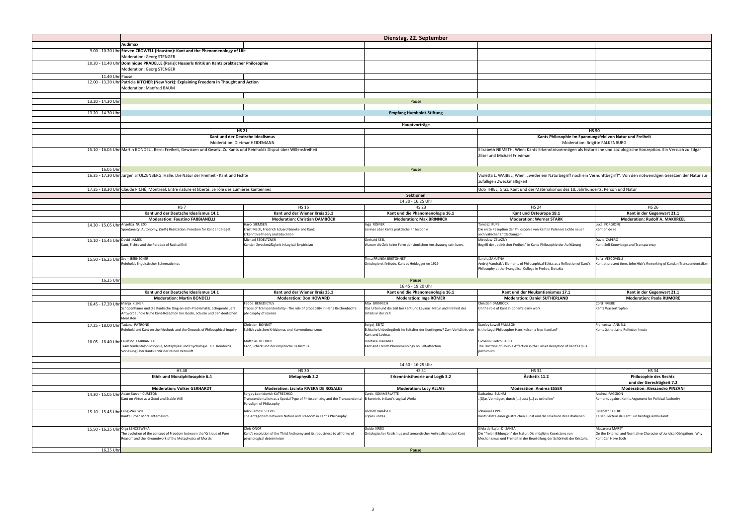# Dienstag, 22. September

## Audimax

| Zeit | Programm |
|---|---|
| 9.00 - 10.20 Uhr | **Steven CROWELL (Houston): Kant and the Phenomenology of Life**<br>Moderation: Georg STENGER |
| 10.20 - 11.40 Uhr | **Dominique PRADELLE (Paris): Husserls Kritik an Kants praktischer Philosophie**<br>Moderation: Georg STENGER |
| 11.40 Uhr | Pause |
| 12.00 - 13.20 Uhr | **Patricia KITCHER (New York): Explaining Freedom in Thought and Action**<br>Moderation: Manfred BAUM |
| 13.20 - 14.30 Uhr | Pause |
| 13.20 - 14.30 Uhr | **Empfang Humboldt-Stiftung** |

## Hauptvorträge

| Zeit | HS 21: Kant und der Deutsche Idealismus (Moderation: Dietmar HEIDEMANN) | HS 50: Kants Philosophie im Spannungsfeld von Natur und Freiheit (Moderation: Brigitte FALKENBURG) |
|---|---|---|
| 15.10 - 16.05 Uhr | Martin BONDELI, Bern: Freiheit, Gewissen und Gesetz. Zu Kants und Reinholds Disput über Willensfreiheit | Elisabeth NEMETH, Wien: Kants Erkenntnisvermögen als historische und soziologische Konzeption. Ein Versuch zu Edgar Zilsel und Michael Friedman |
| 16.05 Uhr | Pause | Pause |
| 16.35 - 17.30 Uhr | Jürgen STOLZENBERG, Halle: Die Natur der Freiheit - Kant und Fichte | Violetta L. WAIBEL, Wien: „weder ein Naturbegriff noch ein Vernunftbegriff": Von den notwendigen Gesetzen der Natur zur zufälligen Zweckmäßigkeit |
| 17.35 - 18.30 Uhr | Claude PICHÉ, Montreal: Entre nature et liberté. Le rôle des Lumières kantiennes | Udo THIEL, Graz: Kant und der Materialismus des 18. Jahrhunderts: Person und Natur |

## Sektionen

### 14:30 - 16:25 Uhr

| Zeit | HS 7 | HS 16 | HS 23 | HS 24 | HS 26 |
|---|---|---|---|---|---|
| | **Kant und der Deutsche Idealismus 14.1** | **Kant und der Wiener Kreis 15.1** | **Kant und die Phänomenologie 16.1** | **Kant und Osteuropa 18.1** | **Kant in der Gegenwart 21.1** |
| | **Moderation: Faustino FABBIANELLI** | **Moderation: Christian DAMBÖCK** | **Moderation: Max BRINNICH** | **Moderation: Werner STARK** | **Moderation: Rudolf A. MAKKREEL** |
| 14.30 - 15.05 Uhr | Angelica NUZZO<br>Spontaneity, Autonomy, (Self-) Realization: Freedom for Kant and Hegel | Hayo SIEMSEN<br>Ernst Mach, Friedrich Eduard Beneke and Kant: Erkenntnis-theory and Education | Inga RÖMER<br>Levinas über Kants praktische Philosophie | Tomasz KUPS<br>Die erste Rezeption der Philosophie von Kant in Polen im Lichte neuer archivalischer Entdeckungen | Luca FORGIONE<br>Kant on de se |
| 15.10 - 15.45 Uhr | David JAMES<br>Kant, Fichte and the Paradox of Radical Evil | Michael STOELTZNER<br>Kantian Zweckmäßigkeit in Logical Empiricism | Gerhard SEEL<br>Warum die Zeit keine Form der sinnlichen Anschauung sein kann. | Miroslaw ZELAZNY<br>Begriff der „polnischer Freiheit" in Kants Philosophie der Aufklärung | David ZAPERO<br>Kant, Self-Knowledge and Transparency |
| 15.50 - 16.25 Uhr | Sven BERNECKER<br>Reinholds linguistischer Schematismus | | Tinca PRUNEA BRETONNET<br>Ontologie et finitude. Kant et Heidegger en 1929 | Sandra ZÁKUTNÁ<br>Andrej Vandrák's Elements of Philosophical Ethics as a Reflection of Kant's Philosophy at the Evangelical College in Prešov, Slovakia | Sofia VESCOVELLI<br>Kant at present time. John Hick's Reworking of Kantian Transcendentalism |
| 16.25 Uhr | | | Pause | | |

### 16:45 - 19:20 Uhr

| Zeit | HS 7 | HS 16 | HS 23 | HS 24 | HS 26 |
|---|---|---|---|---|---|
| | **Kant und der Deutsche Idealismus 14.1** | **Kant und der Wiener Kreis 15.1** | **Kant und die Phänomenologie 16.1** | **Kant und der Neukantianismus 17.1** | **Kant in der Gegenwart 21.1** |
| | **Moderation: Martin BONDELI** | **Moderation: Don HOWARD** | **Moderation: Inga RÖMER** | **Moderation: Daniel SUTHERLAND** | **Moderation: Paola RUMORE** |
| 16.45 - 17.20 Uhr | Manja KISNER<br>Schopenhauer und die Kantische Ding-an-sich-Problematik. Schopenhauers Antwort auf die frühe Kant-Rezeption bei Jacobi, Schulze und den deutschen Idealisten | Fedde BENEDICTUS<br>Traces of Transcendentality - The role of probability in Hans Reichenbach's philosophy of science | Max BRINNICH<br>Das Urteil und die Zeit bei Kant und Levinas. Natur und Freiheit des Urteils in der Zeit | Christian DAMBÖCK<br>On the role of Kant in Cohen's early work | Cord FRIEBE<br>Kants Wassertropfen |
| 17.25 - 18.00 Uhr | Tatiana PATRONE<br>Reinhold and Kant on the Methods and the Grounds of Philosophical Inquiry | Christian BONNET<br>Schlick zwischen Kritizismus und Konventionalismus | Sergej SEITZ<br>Ethische Unbedingtheit im Zeitalter der Kontingenz? Zum Verhältnis von Kant und Levinas | Stanley Lowell PAULSON<br>Is the Legal Philosopher Hans Kelsen a Neo-Kantian? | Francesca IANNELLI<br>Kants ästhetische Reflexion heute |
| 18.05 - 18.40 Uhr | Faustino FABBIANELLI<br>Transzendentalphilosophie, Metaphysik und Psychologie. K.L. Reinholds Vorlesung über Kants Kritik der reinen Vernunft | Matthias NEUBER<br>Kant, Schlick und der empirische Realismus | Hirotaka NAKANO<br>Kant and French Phenomenology on Self-affection | Giovanni Pietro BASILE<br>The Doctrine of Double Affection in the Earlier Reception of Kant's Opus postumum | |

### 14:30 - 16:25 Uhr

| Zeit | HS 48 | HS 30 | HS 31 | HS 32 | HS 34 |
|---|---|---|---|---|---|
| | **Ethik und Moralphilosophie 6.4** | **Metaphysik 2.2** | **Erkenntnistheorie und Logik 3.2** | **Ästhetik 11.2** | **Philosophie des Rechts und der Gerechtigkeit 7.2** |
| | **Moderation: Volker GERHARDT** | **Moderation: Jacinto RIVERA DE ROSALES** | **Moderation: Lucy ALLAIS** | **Moderation: Andrea ESSER** | **Moderation: Alessandro PINZANI** |
| 14.30 - 15.05 Uhr | Adam Steven CURETON<br>Kant on Virtue as a Good and Stable Will | Sergey Leonidovich KATRECHKO<br>Transcendentalism as a Special Type of Philosophizing and the Transcendental Paradigm of Philosophy | Curtis SOMMERLATTE<br>Erkenntnis in Kant's Logical Works | Katharina BLÜHM<br>„[D]as Vermögen, durch [...] Lust [...] zu urtheilen" | Andrea FAGGION<br>Remarks against Kant's Argument for Political Authority |
| 15.10 - 15.45 Uhr | Feng-Wei WU<br>Kant's Broad Moral Internalism | Julio Ramos ESTEVES<br>The Antagonism between Nature and Freedom in Kant's Philosophy | Jindrich KARÁSEK<br>Triplex unitas | Johannes EPPLE<br>Kants Skizze einer geistreichen Kunst und die Inversion des Erhabenen | Elisabeth LEFORT<br>Kelsen, lecteur de Kant : un héritage ambivalent |
| 15.50 - 16.25 Uhr | Olga LENCZEWSKA<br>The evolution of the concept of Freedom between the 'Critique of Pure Reason' and the 'Groundwork of the Metaphysics of Morals' | Chris ONOF<br>Kant's resolution of the Third Antinomy and its robustness to all forms of psychological determinism | Guido KREIS<br>Ontologischer Realismus und semantischer Antirealismus bei Kant | Silvia del Lujan DI SANZA<br>Die "freien Bildungen" der Natur. Die mögliche Koexistenz von Mechanismus und Freiheit in der Beurteilung der Schönheit der Kristalle. | Macarena MAREY<br>On the External and Normative Character of Juridical Obligations: Why Kant Can Have Both |
| 16.25 Uhr | | | Pause | | |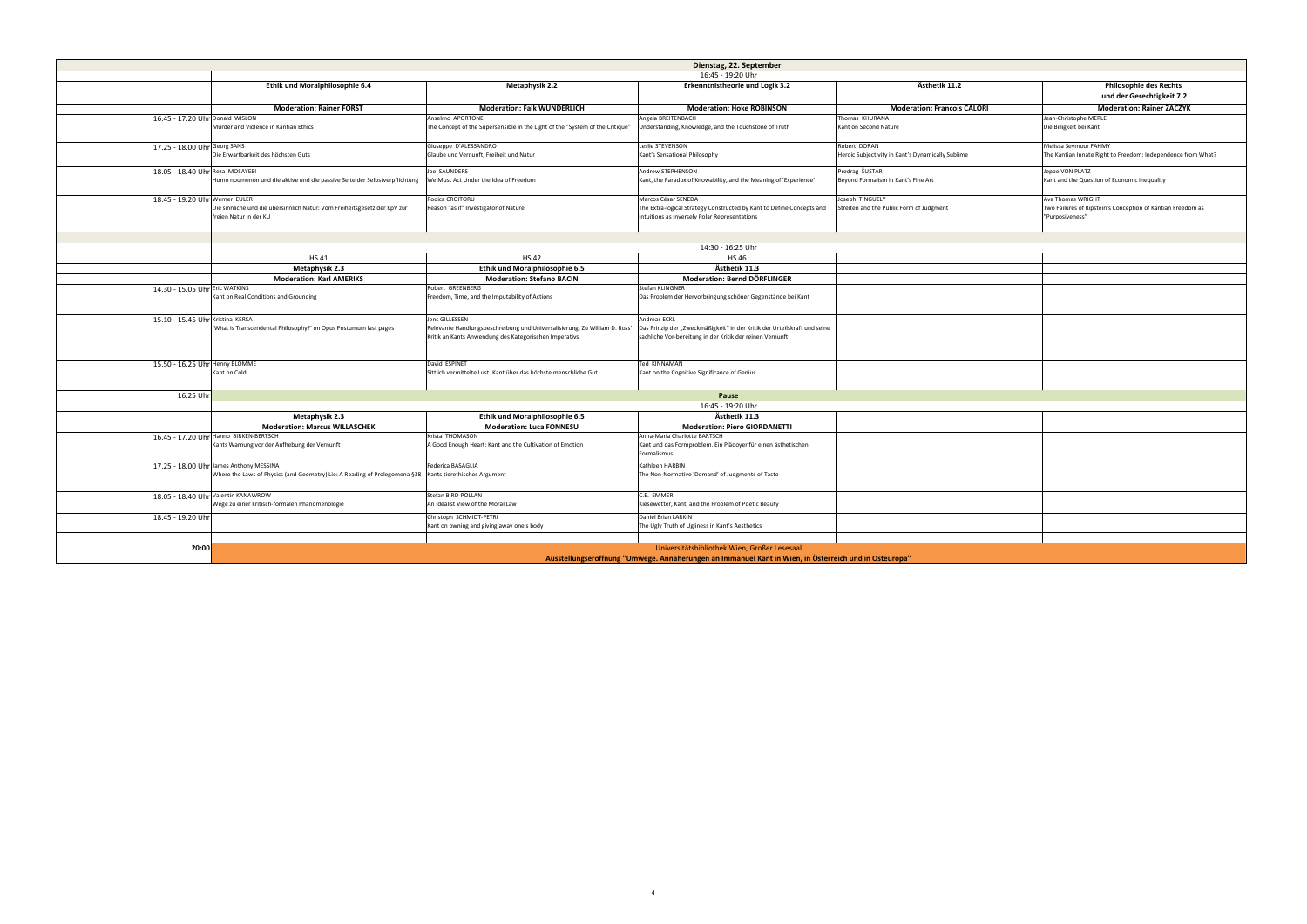## Dienstag, 22. September

16:45 - 19:20 Uhr

| | Ethik und Moralphilosophie 6.4 | Metaphysik 2.2 | Erkenntnistheorie und Logik 3.2 | Ästhetik 11.2 | Philosophie des Rechts und der Gerechtigkeit 7.2 |
|---|---|---|---|---|---|
| | **Moderation: Rainer FORST** | **Moderation: Falk WUNDERLICH** | **Moderation: Hoke ROBINSON** | **Moderation: Francois CALORI** | **Moderation: Rainer ZACZYK** |
| 16.45 - 17.20 Uhr | Donald WISLON<br>Murder and Violence in Kantian Ethics | Anselmo APORTONE<br>The Concept of the Supersensible in the Light of the "System of the Critique" | Angela BREITENBACH<br>Understanding, Knowledge, and the Touchstone of Truth | Thomas KHURANA<br>Kant on Second Nature | Jean-Christophe MERLE<br>Die Billigkeit bei Kant |
| 17.25 - 18.00 Uhr | Georg SANS<br>Die Erwartbarkeit des höchsten Guts | Giuseppe D'ALESSANDRO<br>Glaube und Vernunft, Freiheit und Natur | Leslie STEVENSON<br>Kant's Sensational Philosophy | Robert DORAN<br>Heroic Subjectivity in Kant's Dynamically Sublime | Melissa Seymour FAHMY<br>The Kantian Innate Right to Freedom: Independence from What? |
| 18.05 - 18.40 Uhr | Reza MOSAYEBI<br>Homo noumenon und die aktive und die passive Seite der Selbstverpflichtung | Joe SAUNDERS<br>We Must Act Under the Idea of Freedom | Andrew STEPHENSON<br>Kant, the Paradox of Knowability, and the Meaning of 'Experience' | Predrag ŠUSTAR<br>Beyond Formalism in Kant's Fine Art | Jeppe VON PLATZ<br>Kant and the Question of Economic Inequality |
| 18.45 - 19.20 Uhr | Werner EULER<br>Die sinnliche und die übersinnlich Natur: Vom Freiheitsgesetz der KpV zur freien Natur in der KU | Rodica CROITORU<br>Reason "as if" Investigator of Nature | Marcos César SENEDA<br>The Extra-logical Strategy Constructed by Kant to Define Concepts and Intuitions as Inversely Polar Representations | Joseph TINGUELY<br>Streiten and the Public Form of Judgment | Ava Thomas WRIGHT<br>Two Failures of Ripstein's Conception of Kantian Freedom as "Purposiveness" |

14:30 - 16:25 Uhr

| | HS 41 | HS 42 | HS 46 |
|---|---|---|---|
| | **Metaphysik 2.3** | **Ethik und Moralphilosophie 6.5** | **Ästhetik 11.3** |
| | **Moderation: Karl AMERIKS** | **Moderation: Stefano BACIN** | **Moderation: Bernd DÖRFLINGER** |
| 14.30 - 15.05 Uhr | Eric WATKINS<br>Kant on Real Conditions and Grounding | Robert GREENBERG<br>Freedom, Time, and the Imputability of Actions | Stefan KLINGNER<br>Das Problem der Hervorbringung schöner Gegenstände bei Kant |
| 15.10 - 15.45 Uhr | Kristina KERSA<br>'What is Transcendental Philosophy?' on Opus Postumum last pages | Jens GILLESSEN<br>Relevante Handlungsbeschreibung und Universalisierung. Zu William D. Ross' Kritik an Kants Anwendung des Kategorischen Imperativs | Andreas ECKL<br>Das Prinzip der „Zweckmäßigkeit" in der Kritik der Urteilskraft und seine sachliche Vor-bereitung in der Kritik der reinen Vernunft |
| 15.50 - 16.25 Uhr | Henny BLOMME<br>Kant on Cold | David ESPINET<br>Sittlich vermittelte Lust. Kant über das höchste menschliche Gut | Ted KINNAMAN<br>Kant on the Cognitive Significance of Genius |
| 16.25 Uhr | | **Pause** | |

16:45 - 19:20 Uhr

| | Metaphysik 2.3 | Ethik und Moralphilosophie 6.5 | Ästhetik 11.3 |
|---|---|---|---|
| | **Moderation: Marcus WILLASCHEK** | **Moderation: Luca FONNESU** | **Moderation: Piero GIORDANETTI** |
| 16.45 - 17.20 Uhr | Hanno BIRKEN-BERTSCH<br>Kants Warnung vor der Aufhebung der Vernunft | Krista THOMASON<br>A Good Enough Heart: Kant and the Cultivation of Emotion | Anna-Maria Charlotte BARTSCH<br>Kant und das Formproblem. Ein Plädoyer für einen ästhetischen Formalismus. |
| 17.25 - 18.00 Uhr | James Anthony MESSINA<br>Where the Laws of Physics (and Geometry) Lie: A Reading of Prolegomena §38 | Federica BASAGLIA<br>Kants tierethisches Argument | Kathleen HARBIN<br>The Non-Normative 'Demand' of Judgments of Taste |
| 18.05 - 18.40 Uhr | Valentin KANAWROW<br>Wege zu einer kritisch-formalen Phänomenologie | Stefan BIRD-POLLAN<br>An Idealist View of the Moral Law | C.E. EMMER<br>Kiesewetter, Kant, and the Problem of Poetic Beauty |
| 18.45 - 19.20 Uhr | | Christoph SCHMIDT-PETRI<br>Kant on owning and giving away one's body | Daniel Brian LARKIN<br>The Ugly Truth of Ugliness in Kant's Aesthetics |

**20:00** Universitätsbibliothek Wien, Großer Lesesaal

**Ausstellungseröffnung "Umwege. Annäherungen an Immanuel Kant in Wien, in Österreich und in Osteuropa"**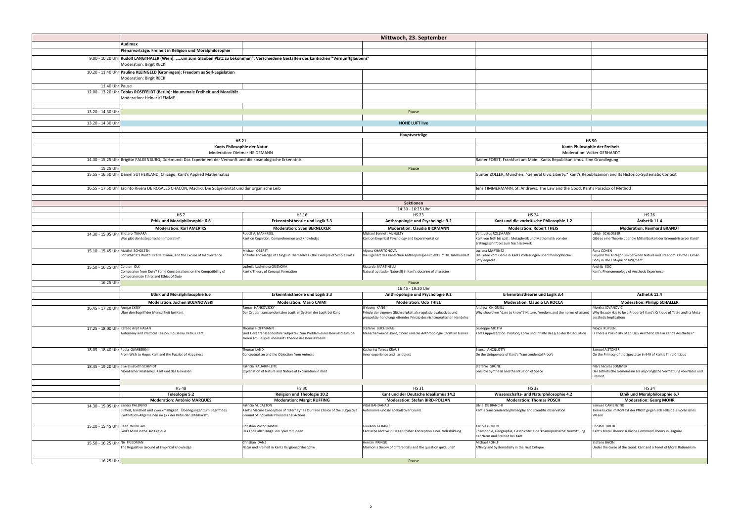# Mittwoch, 23. September

## Audimax

**Plenarvorträge: Freiheit in Religion und Moralphilosophie**

| Zeit | Vortrag |
|---|---|
| 9.00 - 10.20 Uhr | **Rudolf LANGTHALER (Wien): „…um zum Glauben Platz zu bekommen": Verschiedene Gestalten des kantischen "Vernunftglaubens"**<br>Moderation: Birgit RECKI |
| 10.20 - 11.40 Uhr | **Pauline KLEINGELD (Groningen): Freedom as Self-Legislation**<br>Moderation: Birgit RECKI |
| 11.40 Uhr | Pause |
| 12.00 - 13.20 Uhr | **Tobias ROSEFELDT (Berlin): Noumenale Freiheit und Moralität**<br>Moderation: Heiner KLEMME |
| 13.20 - 14.30 Uhr | Pause |
| 13.20 - 14.30 Uhr | **HOHE LUFT live** |

## Hauptvorträge

| Zeit | HS 21: Kants Philosophie der Natur (Moderation: Dietmar HEIDEMANN) | HS 50: Kants Philosophie der Freiheit (Moderation: Volker GERHARDT) |
|---|---|---|
| 14.30 - 15.25 Uhr | Brigitte FALKENBURG, Dortmund: Das Experiment der Vernunft und die kosmologische Erkenntnis | Rainer FORST, Frankfurt am Main: Kants Republikanismus. Eine Grundlegung |
| 15.25 Uhr | Pause | Pause |
| 15.55 - 16.50 Uhr | Daniel SUTHERLAND, Chicago: Kant's Applied Mathematics | Günter ZÖLLER, München: "General Civic Liberty." Kant's Republicanism and Its Historico-Systematic Context |
| 16.55 - 17.50 Uhr | Jacinto Rivera DE ROSALES CHACÓN, Madrid: Die Subjektivität und der organische Leib | Jens TIMMERMANN, St. Andrews: The Law and the Good: Kant's Paradox of Method |

## Sektionen

### 14:30 - 16:25 Uhr

| Zeit | HS 7 | HS 16 | HS 23 | HS 24 | HS 26 |
|---|---|---|---|---|---|
| | **Ethik und Moralphilosophie 6.6** | **Erkenntnistheorie und Logik 3.3** | **Anthropologie und Psychologie 9.2** | **Kant und die vorkritische Philosophie 1.2** | **Ästhetik 11.4** |
| | **Moderation: Karl AMERIKS** | **Moderation: Sven BERNECKER** | **Moderation: Claudia BICKMANN** | **Moderation: Robert THEIS** | **Moderation: Reinhard BRANDT** |
| 14.30 - 15.05 Uhr | Shotaro TAHARA<br>Was gibt den kategorischen Imperativ? | Rudolf A. MAKKREEL<br>Kant on Cognition, Comprehension and Knowledge | Michael Bennett McNULTY<br>Kant on Empirical Psychology and Experimentation | Veit Justus ROLLMANN<br>Kant von früh bis spät: Metaphysik und Mathematik von der Erstlingsschrift bis zum Nachlasswerk | Ulrich SCHLÖSSER<br>Gibt es eine Theorie über die Mittelbarkeit der Erkenntnisse bei Kant? |
| 15.10 - 15.45 Uhr | Matthé SCHOLTEN<br>For What It's Worth: Praise, Blame, and the Excuse of Inadvertence | Michael OBERST<br>Analytic Knowledge of Things in Themselves - the Example of Simple Parts | Alyona KHARITONOVA<br>Die Eigenart des Kantschen Anthropologie-Projekts im 18. Jahrhundert | Luciana MARTÍNEZ<br>Die Lehre vom Genie in Kants Vorlesungen über Philosophische Enzyklopädie | Rona COHEN<br>Beyond the Antagonism between Nature and Freedom: On the Human Body in The Critique of Judgment |
| 15.50 - 16.25 Uhr | Carsten OLK<br>Compassion from Duty? Some Considerations on the Compatibility of Compassionate Ethics and Ethics of Duty | Ludmila Ludmilova GUENOVA<br>Kant's Theory of Concept Formation | Riccardo MARTINELLI<br>Natural aptitude (Naturell) in Kant's doctrine of character | | Andrija SOC<br>Kant's Phenomenology of Aesthetic Experience |
| 16.25 Uhr | Pause | | | | |

### 16:45 - 19:20 Uhr

| Zeit | HS 7 | HS 16 | HS 23 | HS 24 | HS 26 |
|---|---|---|---|---|---|
| | **Ethik und Moralphilosophie 6.6** | **Erkenntnistheorie und Logik 3.3** | **Anthropologie und Psychologie 9.2** | **Erkenntnistheorie und Logik 3.4** | **Ästhetik 11.4** |
| | **Moderation: Jochen BOJANOWSKI** | **Moderation: Mario CAIMI** | **Moderation: Udo THIEL** | **Moderation: Claudio LA ROCCA** | **Moderation: Philipp SCHALLER** |
| 16.45 - 17.20 Uhr | Ansgar LYSSY<br>Über den Begriff der Menschheit bei Kant | Tamás HANKOVSZKY<br>Der Ort der transzendentalen Logik im System der Logik bei Kant | Ji Young KANG<br>Prinzip der eigenen Glückseligkeit als regulativ-evaluatives und prospektiv-handlungsleitendes Prinzip des nichtmoralischen Handelns | Andrew CHIGNELL<br>Why should we "dare to know"? Nature, freedom, and the norms of assent | Monika JOVANOVIC<br>Why Beauty Has to be a Property? Kant's Critique of Taste and Its Meta-aesthetic Implications |
| 17.25 - 18.00 Uhr | Rafeeq Arijit HASAN<br>Autonomy and Practical Reason: Rousseau Versus Kant | Thomas HOFFMANN<br>Sind Tiere transzendentale Subjekte? Zum Problem eines Bewusstseins bei Tieren am Beispiel von Kants Theorie des Bewusstseins | Stefanie BUCHENAU<br>Menschenwürde. Kant, Cicero und die Anthropologie Christian Garves | Giuseppe MOTTA<br>Kants Apperzeption. Position, Form und Inhalte des § 16 der B-Deduktion | Mojca KUPLEN<br>Is There a Possibility of an Ugly Aesthetic Idea in Kant's Aesthetics? |
| 18.05 - 18.40 Uhr | Paola GAMBERINI<br>From Wish to Hope: Kant and the Puzzles of Happiness | Thomas LAND<br>Conceptualism and the Objection from Animals | Katharina Teresa KRAUS<br>Inner experience and I as object | Bianca ANCILLOTTI<br>On the Uniqueness of Kant's Transcendental Proofs | Samuel A STONER<br>On the Primacy of the Spectator in §49 of Kant's Third Critique |
| 18.45 - 19.20 Uhr | Elke Elisabeth SCHMIDT<br>Moralischer Realismus, Kant und das Gewissen | Patricia KAUARK-LEITE<br>Explanation of Nature and Nature of Explanation in Kant | | Stefanie GRÜNE<br>Sensible Synthesis and the Intuition of Space | Marc Nicolas SOMMER<br>Der ästhetische Gemeinsinn als ursprüngliche Vermittlung von Natur und Freiheit |

### 14:30 - 16:25 Uhr

| Zeit | HS 48 | HS 30 | HS 31 | HS 32 | HS 34 |
|---|---|---|---|---|---|
| | **Teleologie 5.2** | **Religion und Theologie 10.2** | **Kant und der Deutsche Idealismus 14.2** | **Wissenschafts- und Naturphilosophie 4.2** | **Ethik und Moralphilosophie 6.7** |
| | **Moderation: António MARQUES** | **Moderation: Margit RUFFING** | **Moderation: Stefan BIRD-POLLAN** | **Moderation: Thomas POSCH** | **Moderation: Georg MOHR** |
| 14.30 - 15.05 Uhr | Sandra PALERMO<br>Einheit, Ganzheit und Zweckmäßigkeit. Überlegungen zum Begriff des Synthetisch-Allgemeinen im §77 der Kritik der Urteilskraft | Patricia M. CALTON<br>Kant's Mature Conception of "Eternity" as Our Free Choice of the Subjective Ground of Individual Phenomenal Actions | Vitali BAHDANAU<br>Autonomie und ihr spekulativer Grund | Silvia DE BIANCHI<br>Kant's transcendental philosophy and scientific observation | Samuel CAMENZIND<br>Tierversuche im Kontext der Pflicht gegen sich selbst als moralisches Wesen |
| 15.10 - 15.45 Uhr | Reed WINEGAR<br>God's Mind in the 3rd Critique | Christian Viktor HAMM<br>Das Ende aller Dinge: ein Spiel mit Ideen | Giovanni GERARDI<br>Kantische Motive in Hegels früher Konzeption einer Volksbildung | Kari VÄYRYNEN<br>Philosophie, Geographie, Geschichte: eine 'kosmopolitische' Vermittlung der Natur und Freiheit bei Kant | Christel FRICKE<br>Kant's Moral Theory: A Divine Command Theory in Disguise |
| 15.50 - 16.25 Uhr | Nir FRIEDMAN<br>The Regulative Ground of Empirical Knowledge | Christian DANZ<br>Natur und Freiheit in Kants Religionsphilosophie | Hernán PRINGE<br>Maimon's theory of differentials and the question quid juris? | Michael ROHLF<br>Affinity and Systematicity in the First Critique | Stefano BACIN<br>Under the Guise of the Good: Kant and a Tenet of Moral Rationalism |
| 16.25 Uhr | Pause | | | | |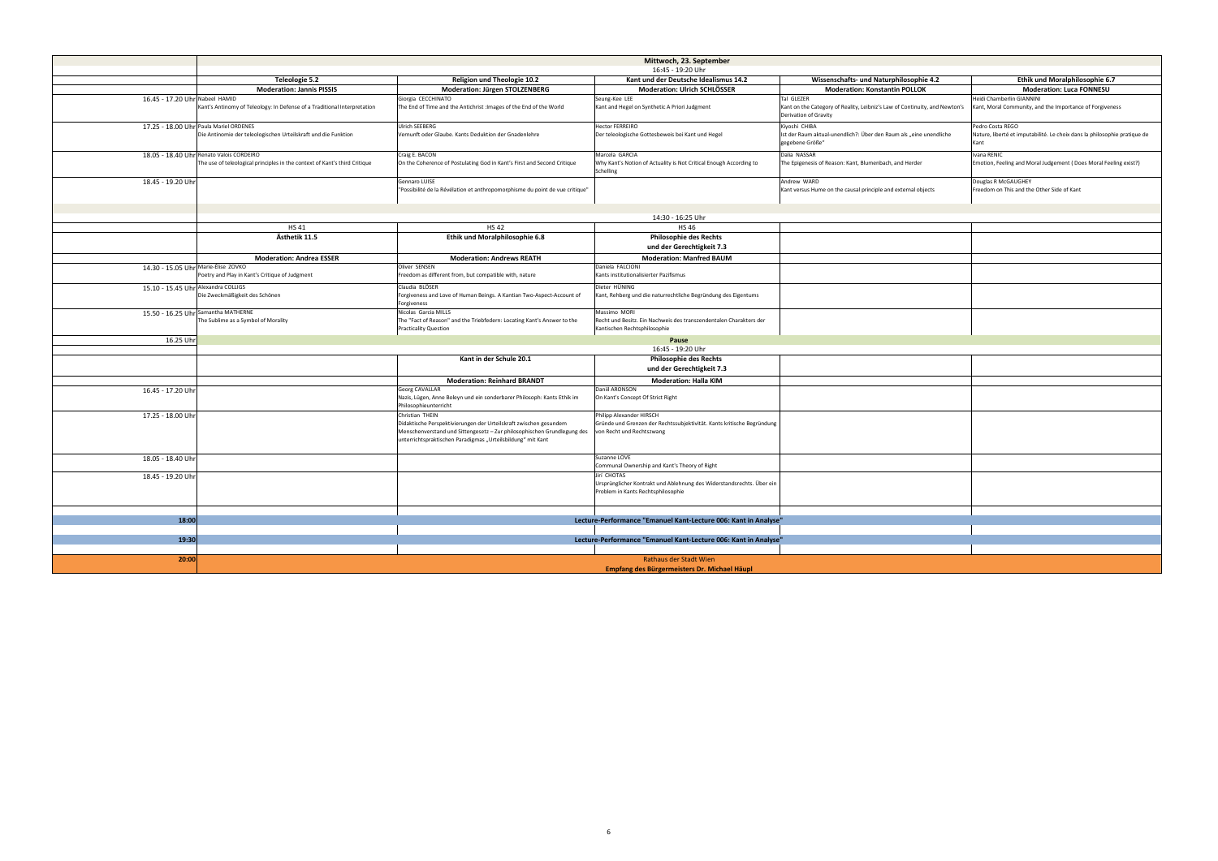| | Mittwoch, 23. September | | | | |
|---|---|---|---|---|---|
| | 16:45 - 19:20 Uhr | | | | |
| | **Teleologie 5.2** | **Religion und Theologie 10.2** | **Kant und der Deutsche Idealismus 14.2** | **Wissenschafts- und Naturphilosophie 4.2** | **Ethik und Moralphilosophie 6.7** |
| | **Moderation: Jannis PISSIS** | **Moderation: Jürgen STOLZENBERG** | **Moderation: Ulrich SCHLÖSSER** | **Moderation: Konstantin POLLOK** | **Moderation: Luca FONNESU** |
| 16.45 - 17.20 Uhr | Nabeel HAMID<br>Kant's Antinomy of Teleology: In Defense of a Traditional Interpretation | Giorgia CECCHINATO<br>The End of Time and the Antichrist :Images of the End of the World | Seung-Kee LEE<br>Kant and Hegel on Synthetic A Priori Judgment | Tal GLEZER<br>Kant on the Category of Reality, Leibniz's Law of Continuity, and Newton's Derivation of Gravity | Heidi Chamberlin GIANNINI<br>Kant, Moral Community, and the Importance of Forgiveness |
| 17.25 - 18.00 Uhr | Paula Mariel ORDENES<br>Die Antinomie der teleologischen Urteilskraft und die Funktion | Ulrich SEEBERG<br>Vernunft oder Glaube. Kants Deduktion der Gnadenlehre | Hector FERREIRO<br>Der teleologische Gottesbeweis bei Kant und Hegel | Kiyoshi CHIBA<br>Ist der Raum aktual-unendlich?: Über den Raum als „eine unendliche gegebene Größe" | Pedro Costa REGO<br>Nature, liberté et imputabilité. Le choix dans la philosophie pratique de Kant |
| 18.05 - 18.40 Uhr | Renato Valois CORDEIRO<br>The use of teleological principles in the context of Kant's third Critique | Craig E. BACON<br>On the Coherence of Postulating God in Kant's First and Second Critique | Marcela GARCIA<br>Why Kant's Notion of Actuality is Not Critical Enough According to Schelling | Dalia NASSAR<br>The Epigenesis of Reason: Kant, Blumenbach, and Herder | Ivana RENIC<br>Emotion, Feeling and Moral Judgement ( Does Moral Feeling exist?) |
| 18.45 - 19.20 Uhr | | Gennaro LUISE<br>"Possibilité de la Révélation et anthropomorphisme du point de vue critique" | | Andrew WARD<br>Kant versus Hume on the causal principle and external objects | Douglas R McGAUGHEY<br>Freedom on This and the Other Side of Kant |
| | 14:30 - 16:25 Uhr | | | | |
| | HS 41 | HS 42 | HS 46 | | |
| | **Ästhetik 11.5** | **Ethik und Moralphilosophie 6.8** | **Philosophie des Rechts und der Gerechtigkeit 7.3** | | |
| | **Moderation: Andrea ESSER** | **Moderation: Andrews REATH** | **Moderation: Manfred BAUM** | | |
| 14.30 - 15.05 Uhr | Marie-Élise ZOVKO<br>Poetry and Play in Kant's Critique of Judgment | Oliver SENSEN<br>Freedom as different from, but compatible with, nature | Daniela FALCIONI<br>Kants institutionalisierter Pazifismus | | |
| 15.10 - 15.45 Uhr | Alexandra COLLIGS<br>Die Zweckmäßigkeit des Schönen | Claudia BLÖSER<br>Forgiveness and Love of Human Beings. A Kantian Two-Aspect-Account of Forgiveness | Dieter HÜNING<br>Kant, Rehberg und die naturrechtliche Begründung des Eigentums | | |
| 15.50 - 16.25 Uhr | Samantha MATHERNE<br>The Sublime as a Symbol of Morality | Nicolas Garcia MILLS<br>The "Fact of Reason" and the Triebfedern: Locating Kant's Answer to the Practicality Question | Massimo MORI<br>Recht und Besitz. Ein Nachweis des transzendentalen Charakters der Kantischen Rechtsphilosophie | | |
| 16.25 Uhr | **Pause** | | | | |
| | 16:45 - 19:20 Uhr | | | | |
| | | **Kant in der Schule 20.1** | **Philosophie des Rechts und der Gerechtigkeit 7.3** | | |
| | | **Moderation: Reinhard BRANDT** | **Moderation: Halla KIM** | | |
| 16.45 - 17.20 Uhr | | Georg CAVALLAR<br>Nazis, Lügen, Anne Boleyn und ein sonderbarer Philosoph: Kants Ethik im Philosophieunterricht | Daniil ARONSON<br>On Kant's Concept Of Strict Right | | |
| 17.25 - 18.00 Uhr | | Christian THEIN<br>Didaktische Perspektivierungen der Urteilskraft zwischen gesundem Menschenverstand und Sittengesetz – Zur philosophischen Grundlegung des unterrichtspraktischen Paradigmas „Urteilsbildung" mit Kant | Philipp Alexander HIRSCH<br>Gründe und Grenzen der Rechtssubjektivität. Kants kritische Begründung von Recht und Rechtszwang | | |
| 18.05 - 18.40 Uhr | | | Suzanne LOVE<br>Communal Ownership and Kant's Theory of Right | | |
| 18.45 - 19.20 Uhr | | | Jiri CHOTAS<br>Ursprünglicher Kontrakt und Ablehnung des Widerstandsrechts. Über ein Problem in Kants Rechtsphilosophie | | |
| **18:00** | **Lecture-Performance "Emanuel Kant-Lecture 006: Kant in Analyse"** | | | | |
| **19:30** | **Lecture-Performance "Emanuel Kant-Lecture 006: Kant in Analyse"** | | | | |
| **20:00** | Rathaus der Stadt Wien<br>**Empfang des Bürgermeisters Dr. Michael Häupl** | | | | |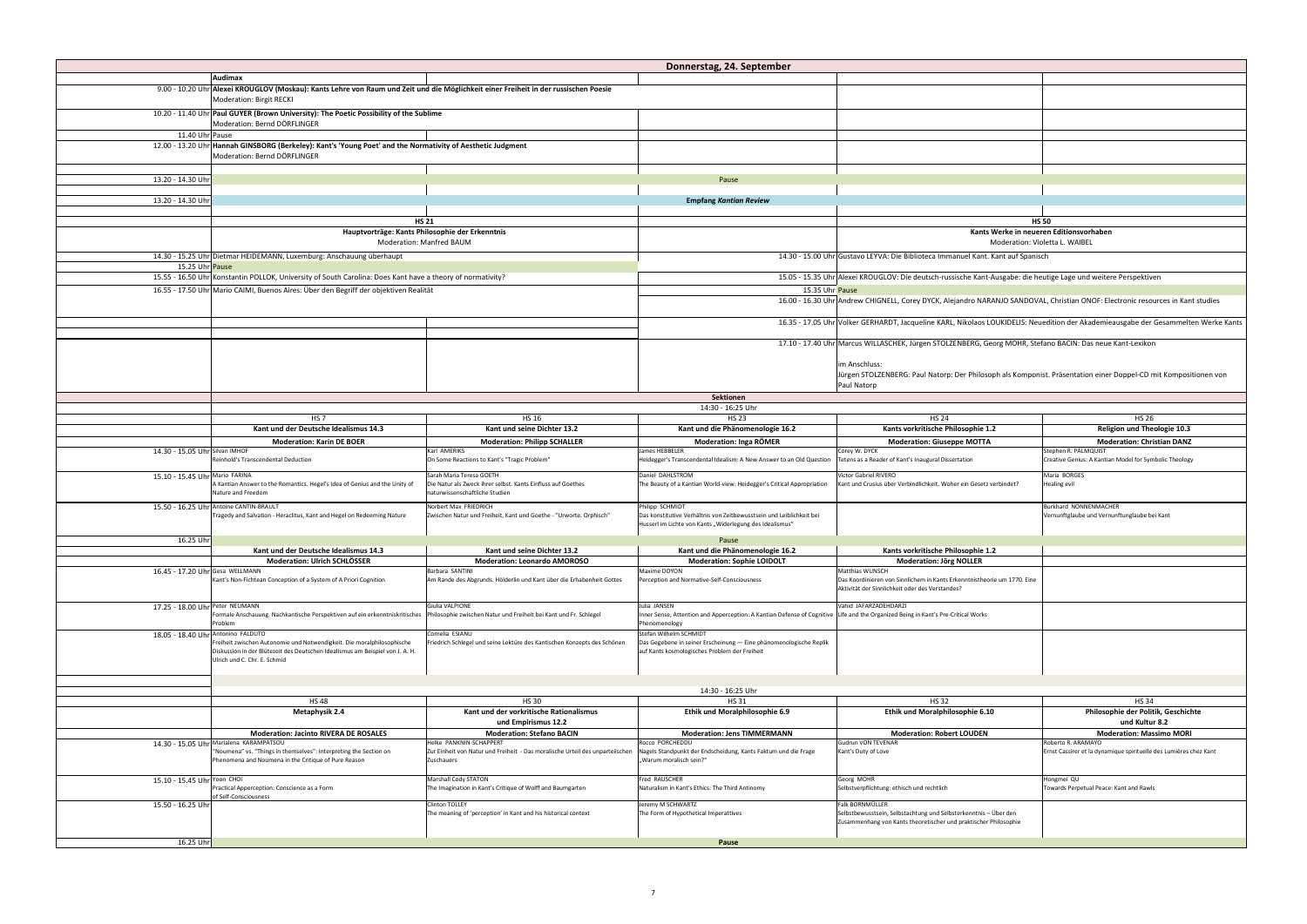# Donnerstag, 24. September

## Audimax

| Zeit | Vortrag |
|---|---|
| 9.00 - 10.20 Uhr | **Alexei KROUGLOV (Moskau): Kants Lehre von Raum und Zeit und die Möglichkeit einer Freiheit in der russischen Poesie** Moderation: Birgit RECKI |
| 10.20 - 11.40 Uhr | **Paul GUYER (Brown University): The Poetic Possibility of the Sublime** Moderation: Bernd DÖRFLINGER |
| 11.40 Uhr | Pause |
| 12.00 - 13.20 Uhr | **Hannah GINSBORG (Berkeley): Kant's 'Young Poet' and the Normativity of Aesthetic Judgment** Moderation: Bernd DÖRFLINGER |

13.20 - 14.30 Uhr Pause

13.20 - 14.30 Uhr **Empfang *Kantian Review***

## HS 21

**Hauptvorträge: Kants Philosophie der Erkenntnis**
Moderation: Manfred BAUM

| Zeit | Vortrag |
|---|---|
| 14.30 - 15.25 Uhr | Dietmar HEIDEMANN, Luxemburg: Anschauung überhaupt |
| 15.25 Uhr | Pause |
| 15.55 - 16.50 Uhr | Konstantin POLLOK, University of South Carolina: Does Kant have a theory of normativity? |
| 16.55 - 17.50 Uhr | Mario CAIMI, Buenos Aires: Über den Begriff der objektiven Realität |

## HS 50

**Kants Werke in neueren Editionsvorhaben**
Moderation: Violetta L. WAIBEL

| Zeit | Vortrag |
|---|---|
| 14.30 - 15.00 Uhr | Gustavo LEYVA: Die Biblioteca Immanuel Kant. Kant auf Spanisch |
| 15.05 - 15.35 Uhr | Alexei KROUGLOV: Die deutsch-russische Kant-Ausgabe: die heutige Lage und weitere Perspektiven |
| 15.35 Uhr | Pause |
| 16.00 - 16.30 Uhr | Andrew CHIGNELL, Corey DYCK, Alejandro NARANJO SANDOVAL, Christian ONOF: Electronic resources in Kant studies |
| 16.35 - 17.05 Uhr | Volker GERHARDT, Jacqueline KARL, Nikolaos LOUKIDELIS: Neuedition der Akademieausgabe der Gesammelten Werke Kants |
| 17.10 - 17.40 Uhr | Marcus WILLASCHEK, Jürgen STOLZENBERG, Georg MOHR, Stefano BACIN: Das neue Kant-Lexikon<br><br>im Anschluss:<br>Jürgen STOLZENBERG: Paul Natorp: Der Philosoph als Komponist. Präsentation einer Doppel-CD mit Kompositionen von Paul Natorp |

## Sektionen

14:30 - 16:25 Uhr

| Zeit | HS 7 | HS 16 | HS 23 | HS 24 | HS 26 |
|---|---|---|---|---|---|
| | **Kant und der Deutsche Idealismus 14.3** | **Kant und seine Dichter 13.2** | **Kant und die Phänomenologie 16.2** | **Kants vorkritische Philosophie 1.2** | **Religion und Theologie 10.3** |
| | **Moderation: Karin DE BOER** | **Moderation: Philipp SCHALLER** | **Moderation: Inga RÖMER** | **Moderation: Giuseppe MOTTA** | **Moderation: Christian DANZ** |
| 14.30 - 15.05 Uhr | Silvan IMHOF<br>Reinhold's Transcendental Deduction | Karl AMERIKS<br>On Some Reactions to Kant's "Tragic Problem" | James HEBBELER<br>Heidegger's Transcendental Idealism: A New Answer to an Old Question | Corey W. DYCK<br>Tetens as a Reader of Kant's Inaugural Dissertation | Stephen R. PALMQUIST<br>Creative Genius: A Kantian Model for Symbolic Theology |
| 15.10 - 15.45 Uhr | Mario FARINA<br>A Kantian Answer to the Romantics. Hegel's Idea of Genius and the Unity of Nature and Freedom | Sarah Maria Teresa GOETH<br>Die Natur als Zweck ihrer selbst. Kants Einfluss auf Goethes naturwissenschaftliche Studien | Daniel DAHLSTROM<br>The Beauty of a Kantian World-view: Heidegger's Critical Appropriation | Víctor Gabriel RIVERO<br>Kant und Crusius über Verbindlichkeit. Woher ein Gesetz verbindet? | María BORGES<br>Healing evil |
| 15.50 - 16.25 Uhr | Antoine CANTIN-BRAULT<br>Tragedy and Salvation - Heraclitus, Kant and Hegel on Redeeming Nature | Norbert Max FRIEDRICH<br>Zwischen Natur und Freiheit, Kant und Goethe - "Urworte. Orphisch" | Philipp SCHMIDT<br>Das konstitutive Verhältnis von Zeitbewusstsein und Leiblichkeit bei Husserl im Lichte von Kants „Widerlegung des Idealismus" | | Burkhard NONNENMACHER<br>Vernunftglaube und Vernunftunglaube bei Kant |
| 16.25 Uhr | Pause | | | | |
| | **Kant und der Deutsche Idealismus 14.3** | **Kant und seine Dichter 13.2** | **Kant und die Phänomenologie 16.2** | **Kants vorkritische Philosophie 1.2** | |
| | **Moderation: Ulrich SCHLÖSSER** | **Moderation: Leonardo AMOROSO** | **Moderation: Sophie LOIDOLT** | **Moderation: Jörg NOLLER** | |
| 16.45 - 17.20 Uhr | Gesa WELLMANN<br>Kant's Non-Fichtean Conception of a System of A Priori Cognition | Barbara SANTINI<br>Am Rande des Abgrunds. Hölderlin und Kant über die Erhabenheit Gottes | Maxime DOYON<br>Perception and Normative-Self-Consciousness | Matthias WUNSCH<br>Das Koordinieren von Sinnlichem in Kants Erkenntnistheorie um 1770. Eine Aktivität der Sinnlichkeit oder des Verstandes? | |
| 17.25 - 18.00 Uhr | Peter NEUMANN<br>Formale Anschauung. Nachkantische Perspektiven auf ein erkenntniskritisches Problem | Giulia VALPIONE<br>Philosophie zwischen Natur und Freiheit bei Kant und Fr. Schlegel | Julia JANSEN<br>Inner Sense, Attention and Apperception: A Kantian Defense of Cognitive Phenomenology | Vahid JAFARZADEHDARZI<br>Life and the Organized Being in Kant's Pre-Critical Works | |
| 18.05 - 18.40 Uhr | Antonino FALDUTO<br>Freiheit zwischen Autonomie und Notwendigkeit. Die moralphilosophische Diskussion in der Blütezeit des Deutschen Idealismus am Beispiel von J. A. H. Ulrich und C. Chr. E. Schmid | Cornelia ESIANU<br>Friedrich Schlegel und seine Lektüre des Kantischen Konzepts des Schönen | Stefan Wilhelm SCHMIDT<br>Das Gegebene in seiner Erscheinung — Eine phänomenologische Replik auf Kants kosmologisches Problem der Freiheit | | |

14:30 - 16:25 Uhr

| Zeit | HS 48 | HS 30 | HS 31 | HS 32 | HS 34 |
|---|---|---|---|---|---|
| | **Metaphysik 2.4** | **Kant und der vorkritische Rationalismus und Empirismus 12.2** | **Ethik und Moralphilosophie 6.9** | **Ethik und Moralphilosophie 6.10** | **Philosophie der Politik, Geschichte und Kultur 8.2** |
| | **Moderation: Jacinto RIVERA DE ROSALES** | **Moderation: Stefano BACIN** | **Moderation: Jens TIMMERMANN** | **Moderation: Robert LOUDEN** | **Moderation: Massimo MORI** |
| 14.30 - 15.05 Uhr | Marialena KARAMPATSOU<br>"Noumena" vs. "Things in themselves": Interpreting the Section on Phenomena and Noumena in the Critique of Pure Reason | Heike PANKNIN-SCHAPPERT<br>Zur Einheit von Natur und Freiheit - Das moralische Urteil des unparteiischen Zuschauers | Rocco PORCHEDDU<br>Nagels Standpunkt der Endscheidung, Kants Faktum und die Frage „Warum moralisch sein?" | Gudrun VON TEVENAR<br>Kant's Duty of Love | Roberto R. ARAMAYO<br>Ernst Cassirer et la dynamique spirituelle des Lumières chez Kant |
| 15.10 - 15.45 Uhr | Yoon CHOI<br>Practical Apperception: Conscience as a Form of Self-Consciousness | Marshall Cody STATON<br>The Imagination in Kant's Critique of Wolff and Baumgarten | Fred RAUSCHER<br>Naturalism in Kant's Ethics: The Third Antinomy | Georg MOHR<br>Selbstverpflichtung: ethisch und rechtlich | Hongmei QU<br>Towards Perpetual Peace: Kant and Rawls |
| 15.50 - 16.25 Uhr | | Clinton TOLLEY<br>The meaning of 'perception' in Kant and his historical context | Jeremy M SCHWARTZ<br>The Form of Hypothetical Imperatives | Falk BORNMÜLLER<br>Selbstbewusstsein, Selbstachtung und Selbsterkenntnis – Über den Zusammenhang von Kants theoretischer und praktischer Philosophie | |
| 16.25 Uhr | **Pause** | | | | |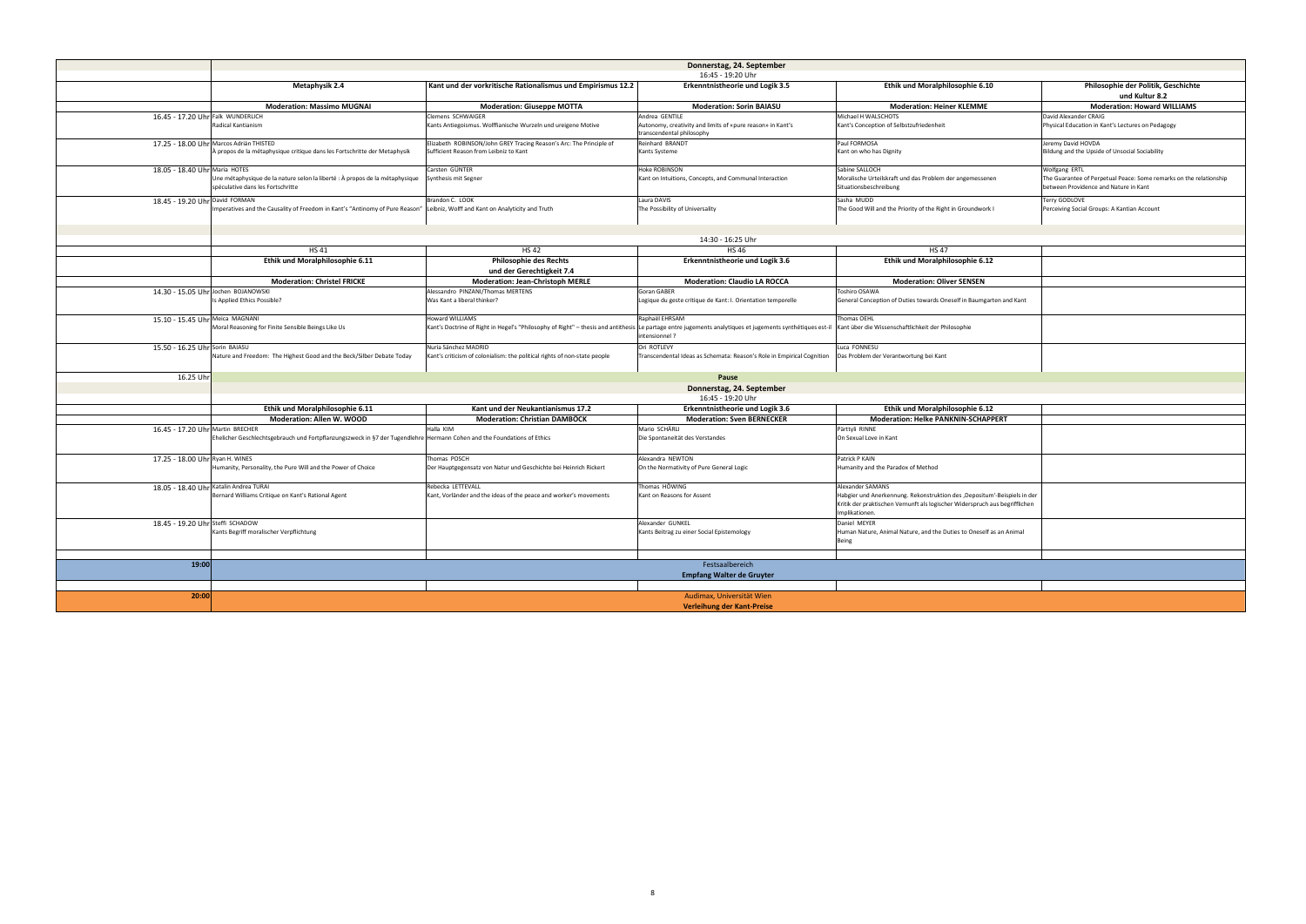## Donnerstag, 24. September

16:45 - 19:20 Uhr

| | Metaphysik 2.4 | Kant und der vorkritische Rationalismus und Empirismus 12.2 | Erkenntnistheorie und Logik 3.5 | Ethik und Moralphilosophie 6.10 | Philosophie der Politik, Geschichte und Kultur 8.2 |
|---|---|---|---|---|---|
| | **Moderation: Massimo MUGNAI** | **Moderation: Giuseppe MOTTA** | **Moderation: Sorin BAIASU** | **Moderation: Heiner KLEMME** | **Moderation: Howard WILLIAMS** |
| 16.45 - 17.20 Uhr | Falk WUNDERLICH<br>Radical Kantianism | Clemens SCHWAIGER<br>Kants Antiegoismus. Wolffianische Wurzeln und ureigene Motive | Andrea GENTILE<br>Autonomy, creativity and limits of «pure reason» in Kant's transcendental philosophy | Michael H WALSCHOTS<br>Kant's Conception of Selbstzufriedenheit | David Alexander CRAIG<br>Physical Education in Kant's Lectures on Pedagogy |
| 17.25 - 18.00 Uhr | Marcos Adrián THISTED<br>À propos de la métaphysique critique dans les Fortschritte der Metaphysik | Elizabeth ROBINSON/John GREY Tracing Reason's Arc: The Principle of Sufficient Reason from Leibniz to Kant | Reinhard BRANDT<br>Kants Systeme | Paul FORMOSA<br>Kant on who has Dignity | Jeremy David HOVDA<br>Bildung and the Upside of Unsocial Sociability |
| 18.05 - 18.40 Uhr | Maria HOTES<br>Une métaphysique de la nature selon la liberté : À propos de la métaphysique spéculative dans les Fortschritte | Carsten GÜNTER<br>Synthesis mit Segner | Hoke ROBINSON<br>Kant on Intuitions, Concepts, and Communal Interaction | Sabine SALLOCH<br>Moralische Urteilskraft und das Problem der angemessenen Situationsbeschreibung | Wolfgang ERTL<br>The Guarantee of Perpetual Peace: Some remarks on the relationship between Providence and Nature in Kant |
| 18.45 - 19.20 Uhr | David FORMAN<br>Imperatives and the Causality of Freedom in Kant's "Antinomy of Pure Reason" | Brandon C. LOOK<br>Leibniz, Wolff and Kant on Analyticity and Truth | Laura DAVIS<br>The Possibility of Universality | Sasha MUDD<br>The Good Will and the Priority of the Right in Groundwork I | Terry GODLOVE<br>Perceiving Social Groups: A Kantian Account |

14:30 - 16:25 Uhr

| | HS 41 | HS 42 | HS 46 | HS 47 |
|---|---|---|---|---|
| | **Ethik und Moralphilosophie 6.11** | **Philosophie des Rechts und der Gerechtigkeit 7.4** | **Erkenntnistheorie und Logik 3.6** | **Ethik und Moralphilosophie 6.12** |
| | **Moderation: Christel FRICKE** | **Moderation: Jean-Christoph MERLE** | **Moderation: Claudio LA ROCCA** | **Moderation: Oliver SENSEN** |
| 14.30 - 15.05 Uhr | Jochen BOJANOWSKI<br>Is Applied Ethics Possible? | Alessandro PINZANI/Thomas MERTENS<br>Was Kant a liberal thinker? | Goran GABER<br>Logique du geste critique de Kant: I. Orientation temporelle | Toshiro OSAWA<br>General Conception of Duties towards Oneself in Baumgarten and Kant |
| 15.10 - 15.45 Uhr | Meica MAGNANI<br>Moral Reasoning for Finite Sensible Beings Like Us | Howard WILLIAMS<br>Kant's Doctrine of Right in Hegel's "Philosophy of Right" – thesis and antithesis | Raphaël EHRSAM<br>Le partage entre jugements analytiques et jugements synthétiques est-il intensionnel ? | Thomas OEHL<br>Kant über die Wissenschaftlichkeit der Philosophie |
| 15.50 - 16.25 Uhr | Sorin BAIASU<br>Nature and Freedom: The Highest Good and the Beck/Silber Debate Today | Nuria Sánchez MADRID<br>Kant's criticism of colonialism: the political rights of non-state people | Ori ROTLEVY<br>Transcendental Ideas as Schemata: Reason's Role in Empirical Cognition | Luca FONNESU<br>Das Problem der Verantwortung bei Kant |
| 16.25 Uhr | **Pause** | | | |

## Donnerstag, 24. September

16:45 - 19:20 Uhr

| | Ethik und Moralphilosophie 6.11 | Kant und der Neukantianismus 17.2 | Erkenntnistheorie und Logik 3.6 | Ethik und Moralphilosophie 6.12 |
|---|---|---|---|---|
| | **Moderation: Allen W. WOOD** | **Moderation: Christian DAMBÖCK** | **Moderation: Sven BERNECKER** | **Moderation: Helke PANKNIN-SCHAPPERT** |
| 16.45 - 17.20 Uhr | Martin BRECHER<br>Ehelicher Geschlechtsgebrauch und Fortpflanzungszweck in §7 der Tugendlehre | Halla KIM<br>Hermann Cohen and the Foundations of Ethics | Mario SCHÄRLI<br>Die Spontaneität des Verstandes | Pärttyli RINNE<br>On Sexual Love in Kant |
| 17.25 - 18.00 Uhr | Ryan H. WINES<br>Humanity, Personality, the Pure Will and the Power of Choice | Thomas POSCH<br>Der Hauptgegensatz von Natur und Geschichte bei Heinrich Rickert | Alexandra NEWTON<br>On the Normativity of Pure General Logic | Patrick P KAIN<br>Humanity and the Paradox of Method |
| 18.05 - 18.40 Uhr | Katalin Andrea TURAI<br>Bernard Williams Critique on Kant's Rational Agent | Rebecka LETTEVALL<br>Kant, Vorländer and the ideas of the peace and worker's movements | Thomas HÖWING<br>Kant on Reasons for Assent | Alexander SAMANS<br>Habgier und Anerkennung. Rekonstruktion des ‚Depositum'-Beispiels in der Kritik der praktischen Vernunft als logischer Widerspruch aus begrifflichen Implikationen. |
| 18.45 - 19.20 Uhr | Steffi SCHADOW<br>Kants Begriff moralischer Verpflichtung | | Alexander GUNKEL<br>Kants Beitrag zu einer Social Epistemology | Daniel MEYER<br>Human Nature, Animal Nature, and the Duties to Oneself as an Animal Being |

**19:00** Festsaalbereich
**Empfang Walter de Gruyter**

**20:00** Audimax, Universität Wien
**Verleihung der Kant-Preise**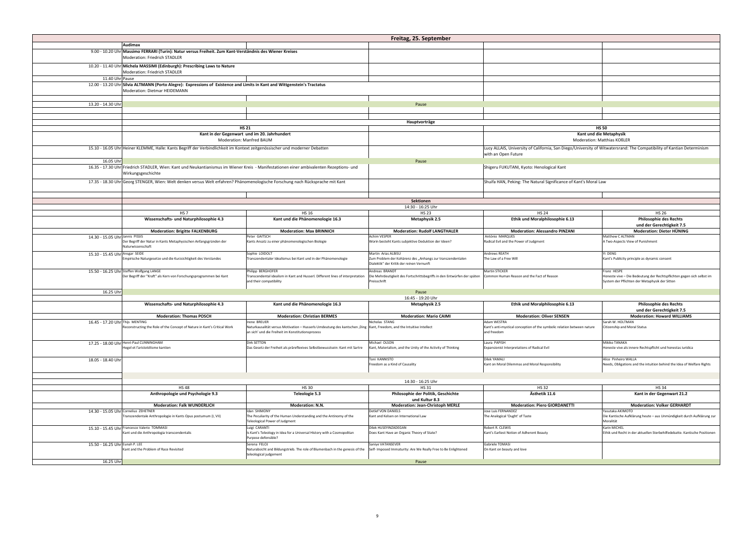## Freitag, 25. September

### Audimax

| Zeit | Audimax |
|---|---|
| 9.00 - 10.20 Uhr | **Massimo FERRARI (Turin): Natur versus Freiheit. Zum Kant-Verständnis des Wiener Kreises** Moderation: Friedrich STADLER |
| 10.20 - 11.40 Uhr | **Michela MASSIMI (Edinburgh): Prescribing Laws to Nature** Moderation: Friedrich STADLER |
| 11.40 Uhr | Pause |
| 12.00 - 13.20 Uhr | **Silvia ALTMANN (Porto Alegre): Expressions of Existence and Limits in Kant and Wittgenstein's Tractatus** Moderation: Dietmar HEIDEMANN |
| 13.20 - 14.30 Uhr | Pause |

### Hauptvorträge

| Zeit | HS 21: Kant in der Gegenwart und im 20. Jahrhundert (Moderation: Manfred BAUM) | HS 50: Kant und die Metaphysik (Moderation: Matthias KOßLER) |
|---|---|---|
| 15.10 - 16.05 Uhr | Heiner KLEMME, Halle: Kants Begriff der Verbindlichkeit im Kontext zeitgenössischer und moderner Debatten | Lucy ALLAIS, University of California, San Diego/University of Witwatersrand: The Compatibility of Kantian Determinism with an Open Future |
| 16.05 Uhr | Pause | Pause |
| 16.35 - 17.30 Uhr | Friedrich STADLER, Wien: Kant und Neukantianismus im Wiener Kreis - Manifestationen einer ambivalenten Rezeptions- und Wirkungsgeschichte | Shigeru FUKUTANI, Kyoto: Henological Kant |
| 17.35 - 18.30 Uhr | Georg STENGER, Wien: Welt denken versus Welt erfahren? Phänomenologische Forschung nach Rücksprache mit Kant | Shuifa HAN, Peking: The Natural Significance of Kant's Moral Law |

### Sektionen

14:30 - 16:25 Uhr

| Zeit | HS 7 | HS 16 | HS 23 | HS 24 | HS 26 |
|---|---|---|---|---|---|
| | **Wissenschafts- und Naturphilosophie 4.3** | **Kant und die Phänomenologie 16.3** | **Metaphysik 2.5** | **Ethik und Moralphilosophie 6.13** | **Philosophie des Rechts und der Gerechtigkeit 7.5** |
| | **Moderation: Brigitte FALKENBURG** | **Moderation: Max BRINNICH** | **Moderation: Rudolf LANGTHALER** | **Moderation: Alessandro PINZANI** | **Moderation: Dieter HÜNING** |
| 14.30 - 15.05 Uhr | Jannis PISSIS<br>Der Begriff der Natur in Kants Metaphysischen Anfangsgründen der Naturwissenschaft | Peter GAITSCH<br>Kants Ansatz zu einer phänomenologischen Biologie | Achim VESPER<br>Worin besteht Kants subjektive Deduktion der Ideen? | António MARQUES<br>Radical Evil and the Power of Judgment | Matthew C ALTMAN<br>A Two-Aspects View of Punishment |
| 15.10 - 15.45 Uhr | Ansgar SEIDE<br>Empirische Naturgesetze und die Kurzsichtigkeit des Verstandes | Sophie LOIDOLT<br>Transzendentaler Idealismus bei Kant und in der Phänomenologie | Martin Arias ALBISU<br>Zum Problem der Kohärenz des „Anhangs zur transzendentalen Dialektik" der Kritik der reinen Vernunft | Andrews REATH<br>The Law of a Free Will | Yi DENG<br>Kant's Publicity principle as dynamic consent |
| 15.50 - 16.25 Uhr | Steffen Wolfgang LANGE<br>Der Begriff der "Kraft" als Kern von Forschungsprogrammen bei Kant | Philipp BERGHOFER<br>Transcendental idealism in Kant and Husserl. Different lines of interpretation and their compatibility | Andreas BRANDT<br>Die Mehrdeutigkeit des Fortschrittsbegriffs in den Entwürfen der späten Preisschrift | Martin STICKER<br>Common Human Reason and the Fact of Reason | Franz HESPE<br>Honeste vive – Die Bedeutung der Rechtspflichten gegen sich selbst im System der Pflichten der Metaphysik der Sitten |
| 16.25 Uhr | Pause | | | | |

16:45 - 19:20 Uhr

| Zeit | HS 7 | HS 16 | HS 23 | HS 24 | HS 26 |
|---|---|---|---|---|---|
| | **Wissenschafts- und Naturphilosophie 4.3** | **Kant und die Phänomenologie 16.3** | **Metaphysik 2.5** | **Ethik und Moralphilosophie 6.13** | **Philosophie des Rechts und der Gerechtigkeit 7.5** |
| | **Moderation: Thomas POSCH** | **Moderation: Christian BERMES** | **Moderation: Mario CAIMI** | **Moderation: Oliver SENSEN** | **Moderation: Howard WILLIAMS** |
| 16.45 - 17.20 Uhr | Thijs MENTING<br>Reconstructing the Role of the Concept of Nature in Kant's Critical Work | Irene BREUER<br>Naturkausalität versus Motivation – Husserls Umdeutung des kantschen ‚Ding an sich' und die Freiheit im Konstitutionsprozess | Nicholas STANG<br>Kant, Freedom, and the Intuitive Intellect | Adam WESTRA<br>Kant's anti-mystical conception of the symbolic relation between nature and freedom | Sarah W. HOLTMAN<br>Citizenship and Moral Status |
| 17.25 - 18.00 Uhr | Henri-Paul CUNNINGHAM<br>Hegel et l'aristotélisme kantien | Dirk SETTON<br>Das Gesetz der Freiheit als präreflexives Selbstbewusstsein: Kant mit Sartre | Michael OLSON<br>Kant, Materialism, and the Unity of the Activity of Thinking | Laura PAPISH<br>Expansionist Interpretations of Radical Evil | Mikiko TANAKA<br>Honeste vive als innere Rechtspflicht und honestas iuridica |
| 18.05 - 18.40 Uhr | | | Toni KANNISTO<br>Freedom as a Kind of Causality | Dilek YAMALI<br>Kant on Moral Dilemmas and Moral Responsibility | Alice Pinheiro WALLA<br>Needs, Obligations and the intuition behind the Idea of Welfare Rights |

14:30 - 16:25 Uhr

| Zeit | HS 48 | HS 30 | HS 31 | HS 32 | HS 34 |
|---|---|---|---|---|---|
| | **Anthropologie und Psychologie 9.3** | **Teleologie 5.3** | **Philosophie der Politik, Geschichte und Kultur 8.3** | **Ästhetik 11.6** | **Kant in der Gegenwart 21.2** |
| | **Moderation: Falk WUNDERLICH** | **Moderation: N.N.** | **Moderation: Jean-Christoph MERLE** | **Moderation: Piero GIORDANETTI** | **Moderation: Volker GERHARDT** |
| 14.30 - 15.05 Uhr | Cornelius ZEHETNER<br>Transzendentale Anthropologie in Kants Opus postumum (I, VII) | Idan SHIMONY<br>The Peculiarity of the Human Understanding and the Antinomy of the Teleological Power of Judgment | Detlef VON DANIELS<br>Kant and Kelsen on International Law | Jose Luis FERNANDEZ<br>The Analogical 'Ought' of Taste | Yasutaka AKIMOTO<br>Die Kantische Aufklärung heute – aus Unmündigkeit durch Aufklärung zur Moralität |
| 15.10 - 15.45 Uhr | Francesco Valerio TOMMASI<br>Kant und die Anthropologia transcendentalis | Luigi CARANTI<br>Is Kant's Teleology in Idea for a Universal History with a Cosmopolitan Purpose defensible? | Dilek HUSEYINZADEGAN<br>Does Kant Have an Organic Theory of State? | Robert R. CLEWIS<br>Kant's Earliest Notion of Adherent Beauty | Karin MICHEL<br>Ethik und Recht in der aktuellen Sterbehilfedebatte. Kantische Positionen |
| 15.50 - 16.25 Uhr | Eunah P. LEE<br>Kant and the Problem of Race Revisited | Serena FELOJ<br>Naturabsicht and Bildungstrieb. The role of Blumenbach in the genesis of the teleological judgement | Saniye VATANSEVER<br>Self- Imposed Immaturity: Are We Really Free to Be Enlightened | Gabriele TOMASI<br>On Kant on beauty and love | |
| 16.25 Uhr | Pause | | | | |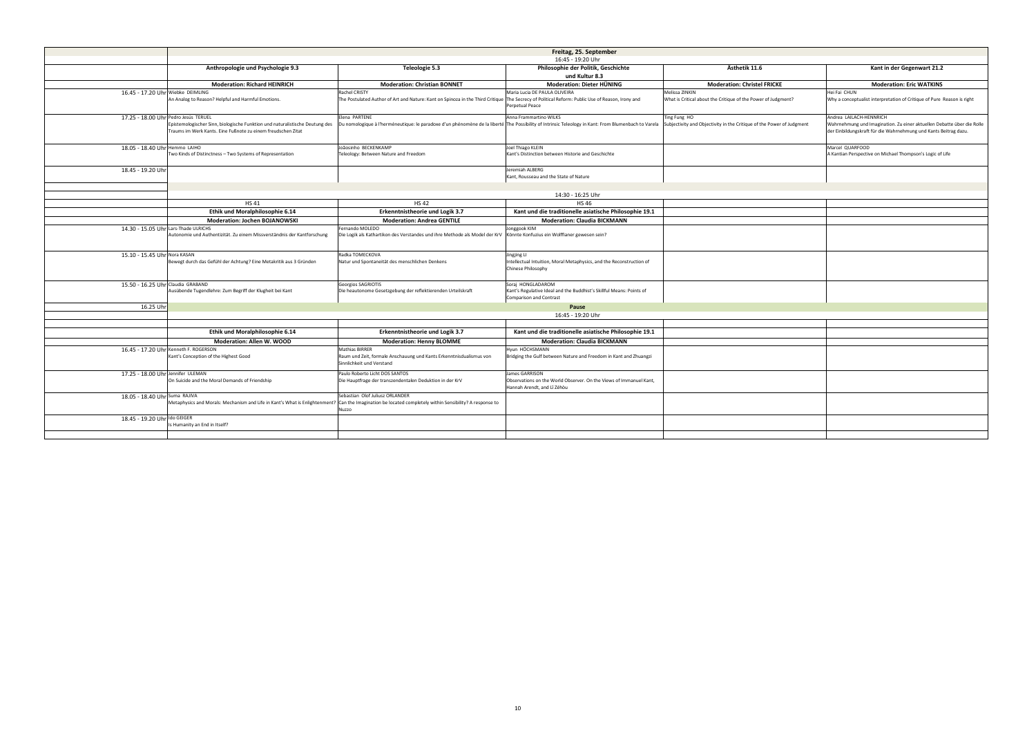| | | | | | |
|---|---|---|---|---|---|
| | **Freitag, 25. September** | | | | |
| | 16:45 - 19:20 Uhr | | | | |
| | **Anthropologie und Psychologie 9.3** | **Teleologie 5.3** | **Philosophie der Politik, Geschichte und Kultur 8.3** | **Ästhetik 11.6** | **Kant in der Gegenwart 21.2** |
| | **Moderation: Richard HEINRICH** | **Moderation: Christian BONNET** | **Moderation: Dieter HÜNING** | **Moderation: Christel FRICKE** | **Moderation: Eric WATKINS** |
| 16.45 - 17.20 Uhr | Wiebke DEIMLING<br>An Analog to Reason? Helpful and Harmful Emotions. | Rachel CRISTY<br>The Postulated Author of Art and Nature: Kant on Spinoza in the Third Critique | Maria Lucia DE PAULA OLIVEIRA<br>The Secrecy of Political Reform: Public Use of Reason, Irony and Perpetual Peace | Melissa ZINKIN<br>What is Critical about the Critique of the Power of Judgment? | Hei Fai CHUN<br>Why a conceptualist interpretation of Critique of Pure Reason is right |
| 17.25 - 18.00 Uhr | Pedro Jesús TERUEL<br>Epistemologischer Sinn, biologische Funktion und naturalistische Deutung des Traums im Werk Kants. Eine Fußnote zu einem freudschen Zitat | Elena PARTENE<br>Du nomologique à l'herméneutique: le paradoxe d'un phénomène de la liberté | Anna Frammartino WILKS<br>The Possibility of Intrinsic Teleology in Kant: From Blumenbach to Varela | Ting Fung HO<br>Subjectivity and Objectivity in the Critique of the Power of Judgment | Andrea LAILACH-HENNRICH<br>Wahrnehmung und Imagination. Zu einer aktuellen Debatte über die Rolle der Einbildungskraft für die Wahrnehmung und Kants Beitrag dazu. |
| 18.05 - 18.40 Uhr | Hemmo LAIHO<br>Two Kinds of Distinctness – Two Systems of Representation | Joãosinho BECKENKAMP<br>Teleology: Between Nature and Freedom | Joel Thiago KLEIN<br>Kant's Distinction between Historie and Geschichte | | Marcel QUARFOOD<br>A Kantian Perspective on Michael Thompson's Logic of Life |
| 18.45 - 19.20 Uhr | | | Jeremiah ALBERG<br>Kant, Rousseau and the State of Nature | | |
| | | | 14:30 - 16:25 Uhr | | |
| | HS 41 | HS 42 | HS 46 | | |
| | **Ethik und Moralphilosophie 6.14** | **Erkenntnistheorie und Logik 3.7** | **Kant und die traditionelle asiatische Philosophie 19.1** | | |
| | **Moderation: Jochen BOJANOWSKI** | **Moderation: Andrea GENTILE** | **Moderation: Claudia BICKMANN** | | |
| 14.30 - 15.05 Uhr | Lars-Thade ULRICHS<br>Autonomie und Authentizität. Zu einem Missverständnis der Kantforschung | Fernando MOLEDO<br>Die Logik als Kathartikon des Verstandes und ihre Methode als Model der KrV | Jonggook KIM<br>Könnte Konfuzius ein Wolffianer gewesen sein? | | |
| 15.10 - 15.45 Uhr | Nora KASAN<br>Bewegt durch das Gefühl der Achtung? Eine Metakritik aus 3 Gründen | Radka TOMECKOVA<br>Natur und Spontaneität des menschlichen Denkens | Jingjing LI<br>Intellectual Intuition, Moral Metaphysics, and the Reconstruction of Chinese Philosophy | | |
| 15.50 - 16.25 Uhr | Claudia GRABAND<br>Ausübende Tugendlehre: Zum Begriff der Klugheit bei Kant | Georgios SAGRIOTIS<br>Die heautonome Gesetzgebung der reflektierenden Urteilskraft | Soraj HONGLADAROM<br>Kant's Regulative Ideal and the Buddhist's Skillful Means: Points of Comparison and Contrast | | |
| 16.25 Uhr | | | **Pause** | | |
| | | | 16:45 - 19:20 Uhr | | |
| | **Ethik und Moralphilosophie 6.14** | **Erkenntnistheorie und Logik 3.7** | **Kant und die traditionelle asiatische Philosophie 19.1** | | |
| | **Moderation: Allen W. WOOD** | **Moderation: Henny BLOMME** | **Moderation: Claudia BICKMANN** | | |
| 16.45 - 17.20 Uhr | Kenneth F. ROGERSON<br>Kant's Conception of the Highest Good | Mathias BIRRER<br>Raum und Zeit, formale Anschauung und Kants Erkenntnisdualismus von Sinnlichkeit und Verstand | Hyun HÖCHSMANN<br>Bridging the Gulf between Nature and Freedom in Kant and Zhuangzi | | |
| 17.25 - 18.00 Uhr | Jennifer ULEMAN<br>On Suicide and the Moral Demands of Friendship | Paulo Roberto Licht DOS SANTOS<br>Die Hauptfrage der transzendentalen Deduktion in der KrV | James GARRISON<br>Observations on the World Observer. On the Views of Immanuel Kant, Hannah Arendt, and Li Zéhòu | | |
| 18.05 - 18.40 Uhr | Suma RAJIVA<br>Metaphysics and Morals: Mechanism and Life in Kant's What is Enlightenment? | Sebastian Olof Juliusz ORLANDER<br>Can the Imagination be located completely within Sensibility? A response to Nuzzo | | | |
| 18.45 - 19.20 Uhr | Ido GEIGER<br>Is Humanity an End in Itself? | | | | |